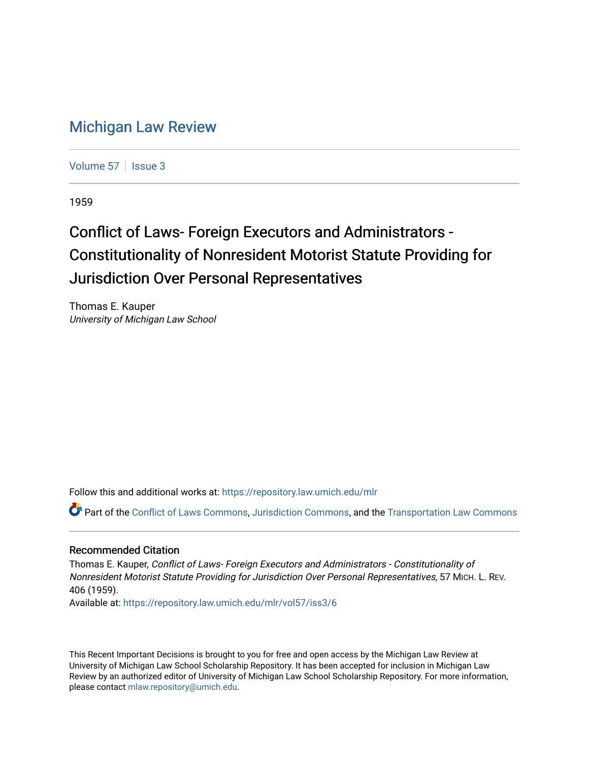# Michigan Law Review

Volume 57 | Issue 3

1959

## Conflict of Laws- Foreign Executors and Administrators - Constitutionality of Nonresident Motorist Statute Providing for Jurisdiction Over Personal Representatives

Thomas E. Kauper
*University of Michigan Law School*

Follow this and additional works at: https://repository.law.umich.edu/mlr

Part of the Conflict of Laws Commons, Jurisdiction Commons, and the Transportation Law Commons

### Recommended Citation

Thomas E. Kauper, *Conflict of Laws- Foreign Executors and Administrators - Constitutionality of Nonresident Motorist Statute Providing for Jurisdiction Over Personal Representatives*, 57 MICH. L. REV. 406 (1959).
Available at: https://repository.law.umich.edu/mlr/vol57/iss3/6

This Recent Important Decisions is brought to you for free and open access by the Michigan Law Review at University of Michigan Law School Scholarship Repository. It has been accepted for inclusion in Michigan Law Review by an authorized editor of University of Michigan Law School Scholarship Repository. For more information, please contact mlaw.repository@umich.edu.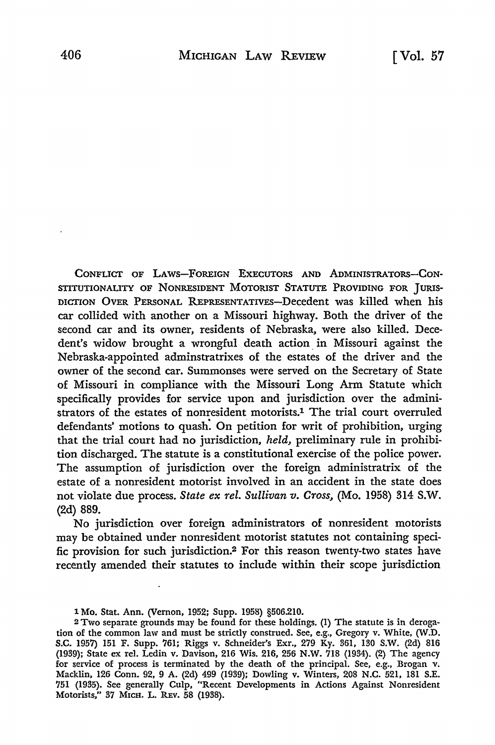CONFLICT OF LAWS—FOREIGN EXECUTORS AND ADMINISTRATORS—CONSTITUTIONALITY OF NONRESIDENT MOTORIST STATUTE PROVIDING FOR JURISDICTION OVER PERSONAL REPRESENTATIVES—Decedent was killed when his car collided with another on a Missouri highway. Both the driver of the second car and its owner, residents of Nebraska, were also killed. Decedent's widow brought a wrongful death action in Missouri against the Nebraska-appointed adminstratrixes of the estates of the driver and the owner of the second car. Summonses were served on the Secretary of State of Missouri in compliance with the Missouri Long Arm Statute which specifically provides for service upon and jurisdiction over the administrators of the estates of nonresident motorists.[1] The trial court overruled defendants' motions to quash. On petition for writ of prohibition, urging that the trial court had no jurisdiction, *held,* preliminary rule in prohibition discharged. The statute is a constitutional exercise of the police power. The assumption of jurisdiction over the foreign administratrix of the estate of a nonresident motorist involved in an accident in the state does not violate due process. *State ex rel. Sullivan v. Cross,* (Mo. 1958) 314 S.W. (2d) 889.

No jurisdiction over foreign administrators of nonresident motorists may be obtained under nonresident motorist statutes not containing specific provision for such jurisdiction.[2] For this reason twenty-two states have recently amended their statutes to include within their scope jurisdiction

[1] Mo. Stat. Ann. (Vernon, 1952; Supp. 1958) §506.210.

[2] Two separate grounds may be found for these holdings. (1) The statute is in derogation of the common law and must be strictly construed. See, e.g., Gregory v. White, (W.D. S.C. 1957) 151 F. Supp. 761; Riggs v. Schneider's Exr., 279 Ky. 361, 130 S.W. (2d) 816 (1939); State ex rel. Ledin v. Davison, 216 Wis. 216, 256 N.W. 718 (1934). (2) The agency for service of process is terminated by the death of the principal. See, e.g., Brogan v. Macklin, 126 Conn. 92, 9 A. (2d) 499 (1939); Dowling v. Winters, 208 N.C. 521, 181 S.E. 751 (1935). See generally Culp, "Recent Developments in Actions Against Nonresident Motorists," 37 MICH. L. REV. 58 (1938).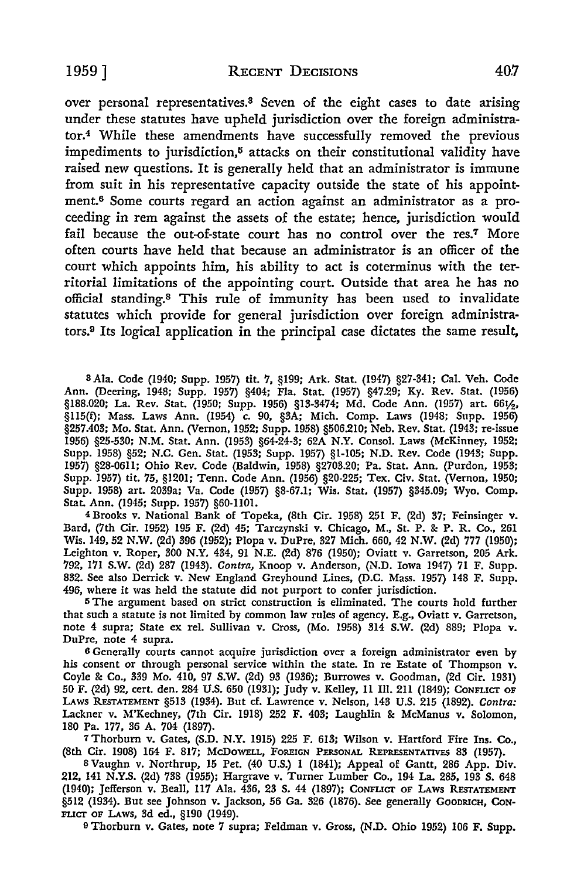over personal representatives.[3] Seven of the eight cases to date arising under these statutes have upheld jurisdiction over the foreign administrator.[4] While these amendments have successfully removed the previous impediments to jurisdiction,[5] attacks on their constitutional validity have raised new questions. It is generally held that an administrator is immune from suit in his representative capacity outside the state of his appointment.[6] Some courts regard an action against an administrator as a proceeding in rem against the assets of the estate; hence, jurisdiction would fail because the out-of-state court has no control over the res.[7] More often courts have held that because an administrator is an officer of the court which appoints him, his ability to act is coterminus with the territorial limitations of the appointing court. Outside that area he has no official standing.[8] This rule of immunity has been used to invalidate statutes which provide for general jurisdiction over foreign administrators.[9] Its logical application in the principal case dictates the same result,

---

[3] Ala. Code (1940; Supp. 1957) tit. 7, §199; Ark. Stat. (1947) §27-341; Cal. Veh. Code Ann. (Deering, 1948; Supp. 1957) §404; Fla. Stat. (1957) §47.29; Ky. Rev. Stat. (1956) §188.020; La. Rev. Stat. (1950; Supp. 1956) §13-3474; Md. Code Ann. (1957) art. 66½, §115(f); Mass. Laws Ann. (1954) c. 90, §3A; Mich. Comp. Laws (1948; Supp. 1956) §257.403; Mo. Stat. Ann. (Vernon, 1952; Supp. 1958) §506.210; Neb. Rev. Stat. (1943; re-issue 1956) §25-530; N.M. Stat. Ann. (1953) §64-24-3; 62A N.Y. Consol. Laws (McKinney, 1952; Supp. 1958) §52; N.C. Gen. Stat. (1953; Supp. 1957) §1-105; N.D. Rev. Code (1943; Supp. 1957) §28-0611; Ohio Rev. Code (Baldwin, 1958) §2703.20; Pa. Stat. Ann. (Purdon, 1953; Supp. 1957) tit. 75, §1201; Tenn. Code Ann. (1956) §20-225; Tex. Civ. Stat. (Vernon, 1950; Supp. 1958) art. 2039a; Va. Code (1957) §8-67.1; Wis. Stat. (1957) §345.09; Wyo. Comp. Stat. Ann. (1945; Supp. 1957) §60-1101.

[4] Brooks v. National Bank of Topeka, (8th Cir. 1958) 251 F. (2d) 37; Feinsinger v. Bard, (7th Cir. 1952) 195 F. (2d) 45; Tarczynski v. Chicago, M., St. P. & P. R. Co., 261 Wis. 149, 52 N.W. (2d) 396 (1952); Plopa v. DuPre, 327 Mich. 660, 42 N.W. (2d) 777 (1950); Leighton v. Roper, 300 N.Y. 434, 91 N.E. (2d) 876 (1950); Oviatt v. Garretson, 205 Ark. 792, 171 S.W. (2d) 287 (1943). *Contra,* Knoop v. Anderson, (N.D. Iowa 1947) 71 F. Supp. 832. See also Derrick v. New England Greyhound Lines, (D.C. Mass. 1957) 148 F. Supp. 496, where it was held the statute did not purport to confer jurisdiction.

[5] The argument based on strict construction is eliminated. The courts hold further that such a statute is not limited by common law rules of agency. E.g., Oviatt v. Garretson, note 4 supra; State ex rel. Sullivan v. Cross, (Mo. 1958) 314 S.W. (2d) 889; Plopa v. DuPre, note 4 supra.

[6] Generally courts cannot acquire jurisdiction over a foreign administrator even by his consent or through personal service within the state. In re Estate of Thompson v. Coyle & Co., 339 Mo. 410, 97 S.W. (2d) 93 (1936); Burrowes v. Goodman, (2d Cir. 1931) 50 F. (2d) 92, cert. den. 284 U.S. 650 (1931); Judy v. Kelley, 11 Ill. 211 (1849); CONFLICT OF LAWS RESTATEMENT §513 (1934). But cf. Lawrence v. Nelson, 143 U.S. 215 (1892). *Contra:* Lackner v. M'Kechney, (7th Cir. 1918) 252 F. 403; Laughlin & McManus v. Solomon, 180 Pa. 177, 36 A. 704 (1897).

[7] Thorburn v. Gates, (S.D. N.Y. 1915) 225 F. 613; Wilson v. Hartford Fire Ins. Co., (8th Cir. 1908) 164 F. 817; MCDOWELL, FOREIGN PERSONAL REPRESENTATIVES 83 (1957).

[8] Vaughn v. Northrup, 15 Pet. (40 U.S.) 1 (1841); Appeal of Gantt, 286 App. Div. 212, 141 N.Y.S. (2d) 738 (1955); Hargrave v. Turner Lumber Co., 194 La. 285, 193 S. 648 (1940); Jefferson v. Beall, 117 Ala. 436, 23 S. 44 (1897); CONFLICT OF LAWS RESTATEMENT §512 (1934). But see Johnson v. Jackson, 56 Ga. 326 (1876). See generally GOODRICH, CONFLICT OF LAWS, 3d ed., §190 (1949).

[9] Thorburn v. Gates, note 7 supra; Feldman v. Gross, (N.D. Ohio 1952) 106 F. Supp.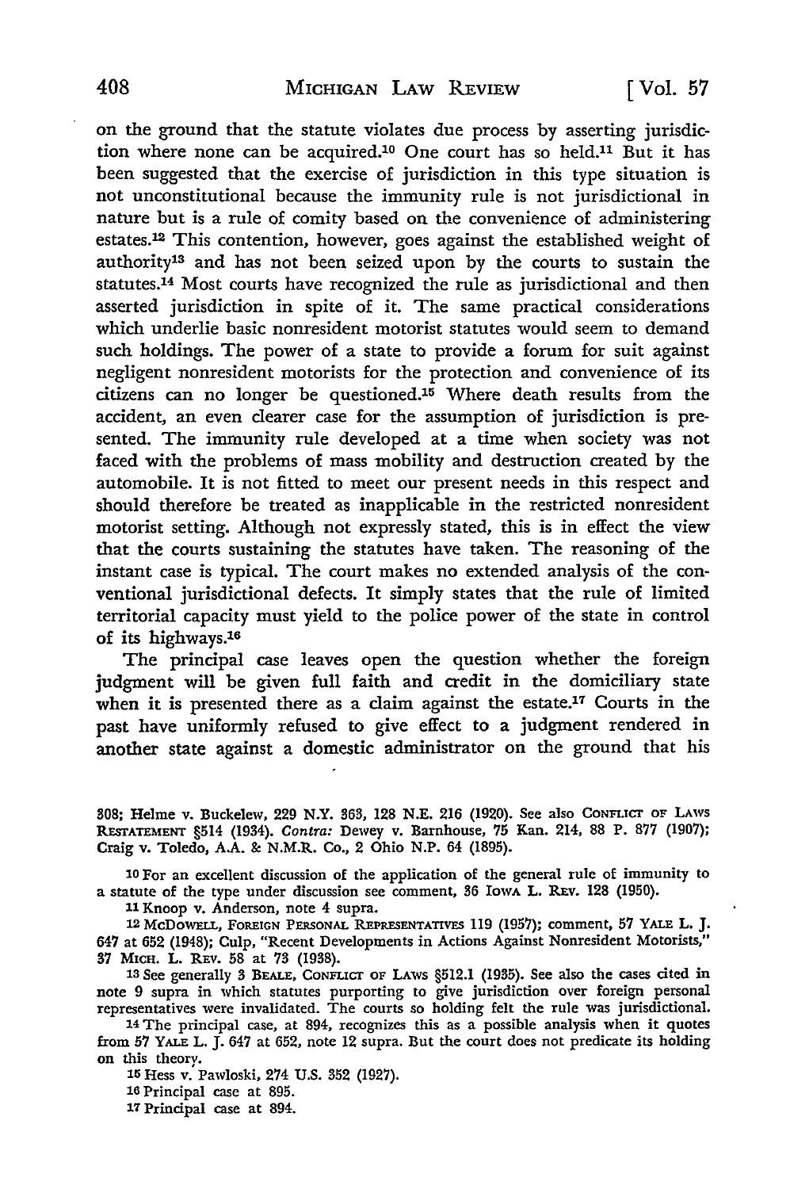on the ground that the statute violates due process by asserting jurisdiction where none can be acquired.[10] One court has so held.[11] But it has been suggested that the exercise of jurisdiction in this type situation is not unconstitutional because the immunity rule is not jurisdictional in nature but is a rule of comity based on the convenience of administering estates.[12] This contention, however, goes against the established weight of authority[13] and has not been seized upon by the courts to sustain the statutes.[14] Most courts have recognized the rule as jurisdictional and then asserted jurisdiction in spite of it. The same practical considerations which underlie basic nonresident motorist statutes would seem to demand such holdings. The power of a state to provide a forum for suit against negligent nonresident motorists for the protection and convenience of its citizens can no longer be questioned.[15] Where death results from the accident, an even clearer case for the assumption of jurisdiction is presented. The immunity rule developed at a time when society was not faced with the problems of mass mobility and destruction created by the automobile. It is not fitted to meet our present needs in this respect and should therefore be treated as inapplicable in the restricted nonresident motorist setting. Although not expressly stated, this is in effect the view that the courts sustaining the statutes have taken. The reasoning of the instant case is typical. The court makes no extended analysis of the conventional jurisdictional defects. It simply states that the rule of limited territorial capacity must yield to the police power of the state in control of its highways.[16]

The principal case leaves open the question whether the foreign judgment will be given full faith and credit in the domiciliary state when it is presented there as a claim against the estate.[17] Courts in the past have uniformly refused to give effect to a judgment rendered in another state against a domestic administrator on the ground that his

---

308; Helme v. Buckelew, 229 N.Y. 363, 128 N.E. 216 (1920). See also CONFLICT OF LAWS RESTATEMENT §514 (1934). *Contra:* Dewey v. Barnhouse, 75 Kan. 214, 88 P. 877 (1907); Craig v. Toledo, A.A. & N.M.R. Co., 2 Ohio N.P. 64 (1895).

10 For an excellent discussion of the application of the general rule of immunity to a statute of the type under discussion see comment, 36 IOWA L. REV. 128 (1950).

11 Knoop v. Anderson, note 4 supra.

12 MCDOWELL, FOREIGN PERSONAL REPRESENTATIVES 119 (1957); comment, 57 YALE L. J. 647 at 652 (1948); Culp, "Recent Developments in Actions Against Nonresident Motorists," 37 MICH. L. REV. 58 at 73 (1938).

13 See generally 3 BEALE, CONFLICT OF LAWS §512.1 (1935). See also the cases cited in note 9 supra in which statutes purporting to give jurisdiction over foreign personal representatives were invalidated. The courts so holding felt the rule was jurisdictional.

14 The principal case, at 894, recognizes this as a possible analysis when it quotes from 57 YALE L. J. 647 at 652, note 12 supra. But the court does not predicate its holding on this theory.

15 Hess v. Pawloski, 274 U.S. 352 (1927).

16 Principal case at 895.

17 Principal case at 894.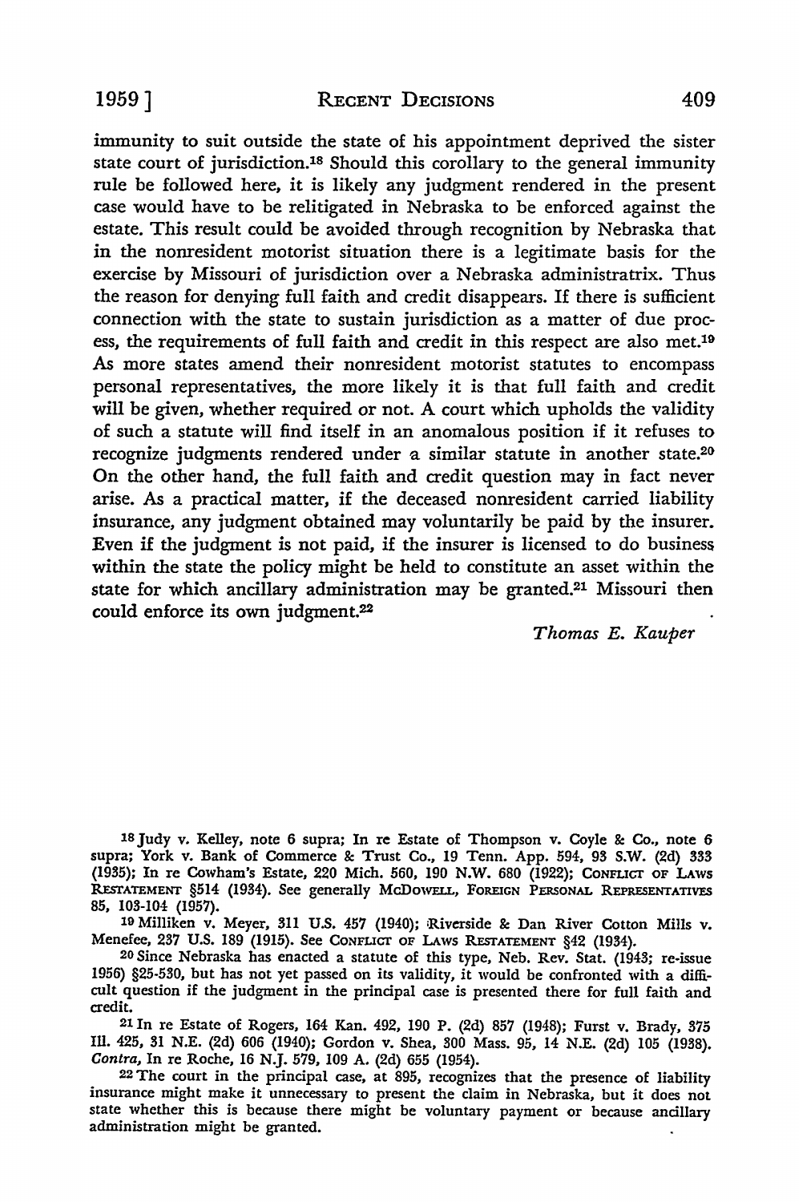immunity to suit outside the state of his appointment deprived the sister state court of jurisdiction.[18] Should this corollary to the general immunity rule be followed here, it is likely any judgment rendered in the present case would have to be relitigated in Nebraska to be enforced against the estate. This result could be avoided through recognition by Nebraska that in the nonresident motorist situation there is a legitimate basis for the exercise by Missouri of jurisdiction over a Nebraska administratrix. Thus the reason for denying full faith and credit disappears. If there is sufficient connection with the state to sustain jurisdiction as a matter of due process, the requirements of full faith and credit in this respect are also met.[19] As more states amend their nonresident motorist statutes to encompass personal representatives, the more likely it is that full faith and credit will be given, whether required or not. A court which upholds the validity of such a statute will find itself in an anomalous position if it refuses to recognize judgments rendered under a similar statute in another state.[20] On the other hand, the full faith and credit question may in fact never arise. As a practical matter, if the deceased nonresident carried liability insurance, any judgment obtained may voluntarily be paid by the insurer. Even if the judgment is not paid, if the insurer is licensed to do business within the state the policy might be held to constitute an asset within the state for which ancillary administration may be granted.[21] Missouri then could enforce its own judgment.[22]

*Thomas E. Kauper*

[18] Judy v. Kelley, note 6 supra; In re Estate of Thompson v. Coyle & Co., note 6 supra; York v. Bank of Commerce & Trust Co., 19 Tenn. App. 594, 93 S.W. (2d) 333 (1935); In re Cowham's Estate, 220 Mich. 560, 190 N.W. 680 (1922); CONFLICT OF LAWS RESTATEMENT §514 (1934). See generally MCDOWELL, FOREIGN PERSONAL REPRESENTATIVES 85, 103-104 (1957).

[19] Milliken v. Meyer, 311 U.S. 457 (1940); Riverside & Dan River Cotton Mills v. Menefee, 237 U.S. 189 (1915). See CONFLICT OF LAWS RESTATEMENT §42 (1934).

[20] Since Nebraska has enacted a statute of this type, Neb. Rev. Stat. (1943; re-issue 1956) §25-530, but has not yet passed on its validity, it would be confronted with a difficult question if the judgment in the principal case is presented there for full faith and credit.

[21] In re Estate of Rogers, 164 Kan. 492, 190 P. (2d) 857 (1948); Furst v. Brady, 375 Ill. 425, 31 N.E. (2d) 606 (1940); Gordon v. Shea, 300 Mass. 95, 14 N.E. (2d) 105 (1938). *Contra,* In re Roche, 16 N.J. 579, 109 A. (2d) 655 (1954).

[22] The court in the principal case, at 895, recognizes that the presence of liability insurance might make it unnecessary to present the claim in Nebraska, but it does not state whether this is because there might be voluntary payment or because ancillary administration might be granted.